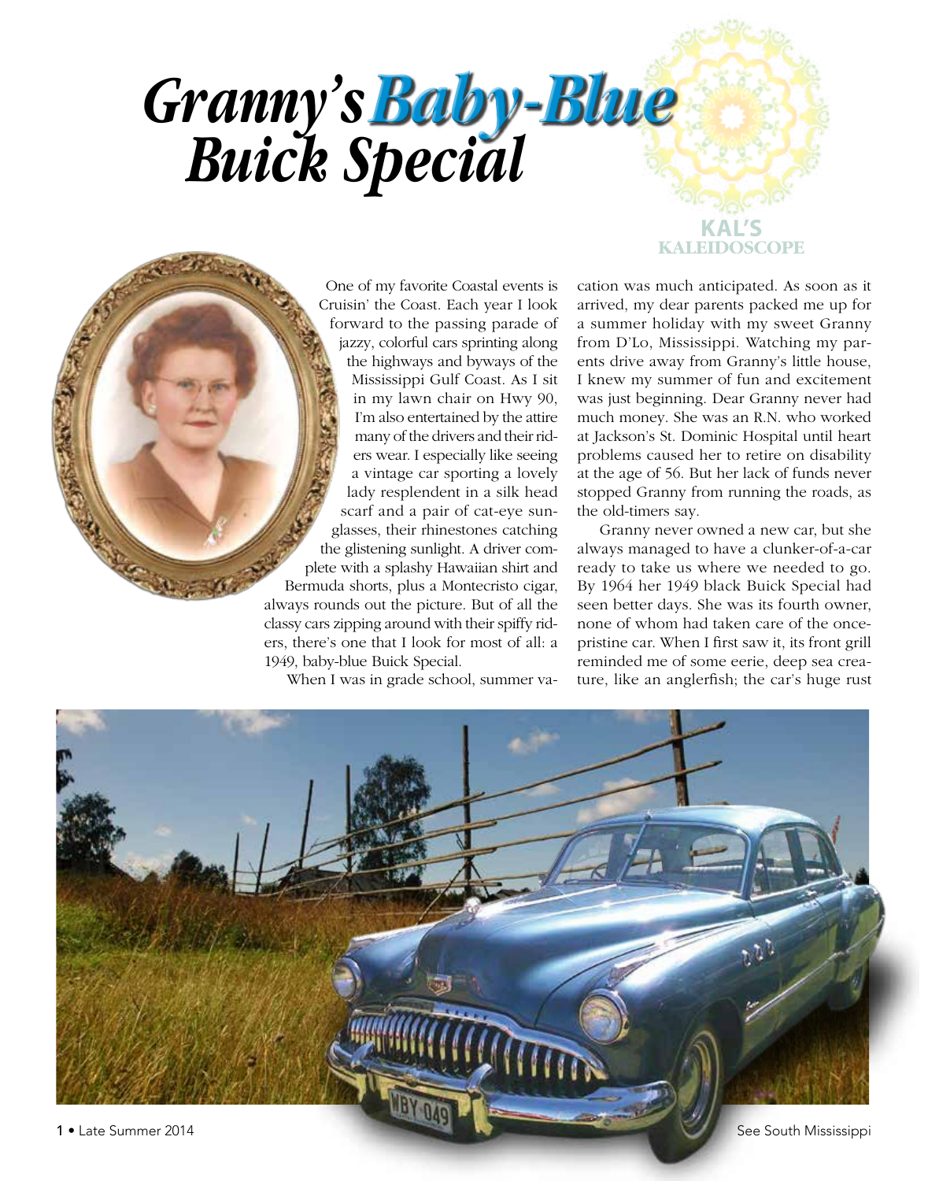# *Granny's Baby-Blue Buick Special*

KAL'S KALEIDOSCOPE

One of my favorite Coastal events is Cruisin' the Coast. Each year I look forward to the passing parade of jazzy, colorful cars sprinting along the highways and byways of the Mississippi Gulf Coast. As I sit in my lawn chair on Hwy 90, I'm also entertained by the attire many of the drivers and their riders wear. I especially like seeing a vintage car sporting a lovely lady resplendent in a silk head scarf and a pair of cat-eye sunglasses, their rhinestones catching the glistening sunlight. A driver complete with a splashy Hawaiian shirt and Bermuda shorts, plus a Montecristo cigar, always rounds out the picture. But of all the classy cars zipping around with their spiffy riders, there's one that I look for most of all: a 1949, baby-blue Buick Special.

When I was in grade school, summer vacation was much anticipated. As soon as it arrived, my dear parents packed me up for a summer holiday with my sweet Granny from D'Lo, Mississippi. Watching my parents drive away from Granny's little house, I knew my summer of fun and excitement was just beginning. Dear Granny never had much money. She was an R.N. who worked at Jackson's St. Dominic Hospital until heart problems caused her to retire on disability at the age of 56. But her lack of funds never stopped Granny from running the roads, as the old-timers say.

Granny never owned a new car, but she always managed to have a clunker-of-a-car ready to take us where we needed to go. By 1964 her 1949 black Buick Special had seen better days. She was its fourth owner, none of whom had taken care of the once-pristine car. When I first saw it, its front grill reminded me of some eerie, deep sea creature, like an anglerfish; the car's huge rust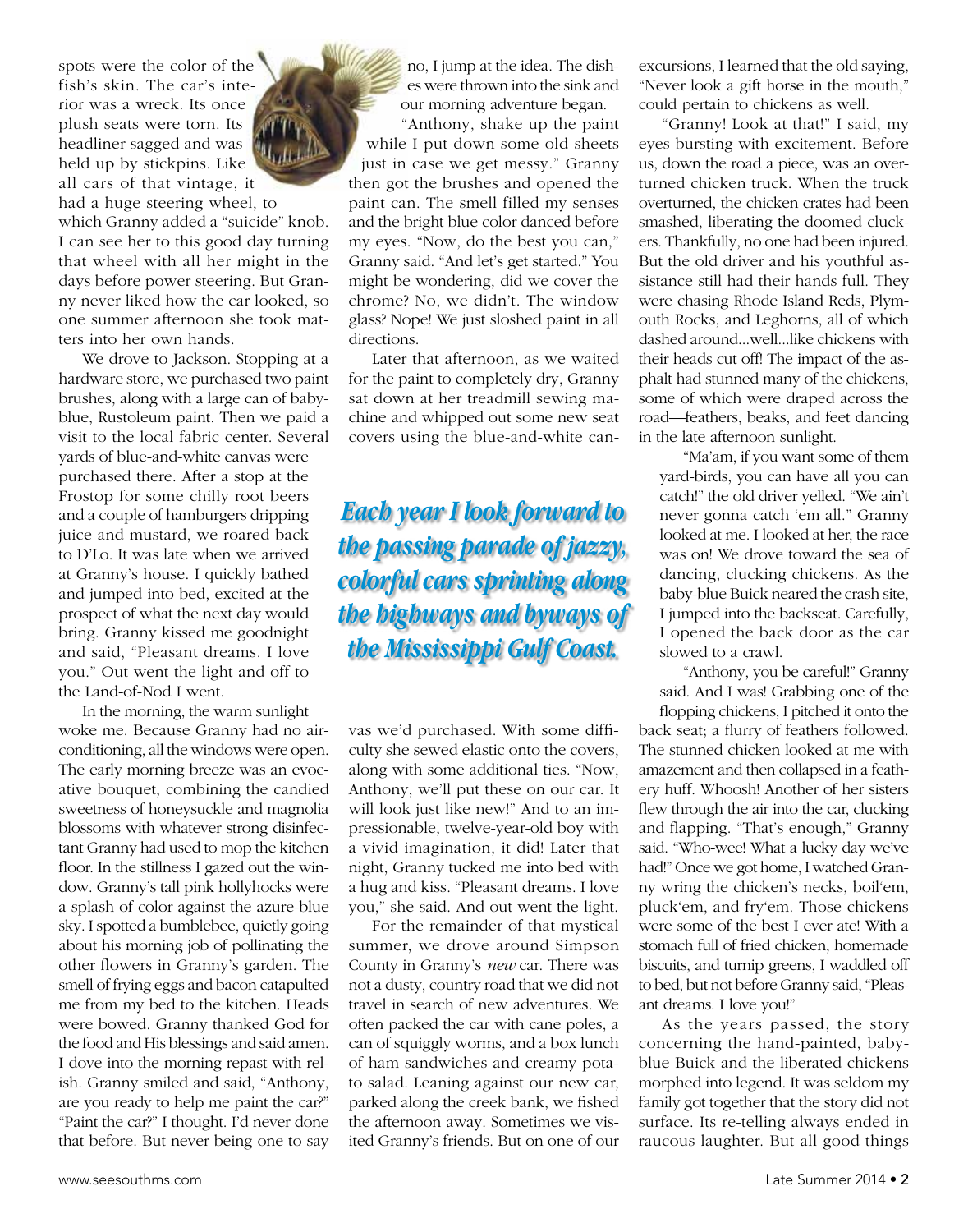spots were the color of the fish's skin. The car's interior was a wreck. Its once plush seats were torn. Its headliner sagged and was held up by stickpins. Like all cars of that vintage, it had a huge steering wheel, to which Granny added a "suicide" knob. I can see her to this good day turning that wheel with all her might in the days before power steering. But Granny never liked how the car looked, so one summer afternoon she took matters into her own hands.

We drove to Jackson. Stopping at a hardware store, we purchased two paint brushes, along with a large can of baby-blue, Rustoleum paint. Then we paid a visit to the local fabric center. Several yards of blue-and-white canvas were purchased there. After a stop at the Frostop for some chilly root beers and a couple of hamburgers dripping juice and mustard, we roared back to D'Lo. It was late when we arrived at Granny's house. I quickly bathed and jumped into bed, excited at the prospect of what the next day would bring. Granny kissed me goodnight and said, "Pleasant dreams. I love you." Out went the light and off to the Land-of-Nod I went.

In the morning, the warm sunlight woke me. Because Granny had no air-conditioning, all the windows were open. The early morning breeze was an evocative bouquet, combining the candied sweetness of honeysuckle and magnolia blossoms with whatever strong disinfectant Granny had used to mop the kitchen floor. In the stillness I gazed out the window. Granny's tall pink hollyhocks were a splash of color against the azure-blue sky. I spotted a bumblebee, quietly going about his morning job of pollinating the other flowers in Granny's garden. The smell of frying eggs and bacon catapulted me from my bed to the kitchen. Heads were bowed. Granny thanked God for the food and His blessings and said amen. I dove into the morning repast with relish. Granny smiled and said, "Anthony, are you ready to help me paint the car?" "Paint the car?" I thought. I'd never done that before. But never being one to say no, I jump at the idea. The dishes were thrown into the sink and our morning adventure began.

"Anthony, shake up the paint while I put down some old sheets just in case we get messy." Granny then got the brushes and opened the paint can. The smell filled my senses and the bright blue color danced before my eyes. "Now, do the best you can," Granny said. "And let's get started." You might be wondering, did we cover the chrome? No, we didn't. The window glass? Nope! We just sloshed paint in all directions.

Later that afternoon, as we waited for the paint to completely dry, Granny sat down at her treadmill sewing machine and whipped out some new seat covers using the blue-and-white canvas we'd purchased. With some difficulty she sewed elastic onto the covers, along with some additional ties. "Now, Anthony, we'll put these on our car. It will look just like new!" And to an impressionable, twelve-year-old boy with a vivid imagination, it did! Later that night, Granny tucked me into bed with a hug and kiss. "Pleasant dreams. I love you," she said. And out went the light.

***Each year I look forward to the passing parade of jazzy, colorful cars sprinting along the highways and byways of the Mississippi Gulf Coast.***

For the remainder of that mystical summer, we drove around Simpson County in Granny's *new* car. There was not a dusty, country road that we did not travel in search of new adventures. We often packed the car with cane poles, a can of squiggly worms, and a box lunch of ham sandwiches and creamy potato salad. Leaning against our new car, parked along the creek bank, we fished the afternoon away. Sometimes we visited Granny's friends. But on one of our excursions, I learned that the old saying, "Never look a gift horse in the mouth," could pertain to chickens as well.

"Granny! Look at that!" I said, my eyes bursting with excitement. Before us, down the road a piece, was an overturned chicken truck. When the truck overturned, the chicken crates had been smashed, liberating the doomed cluckers. Thankfully, no one had been injured. But the old driver and his youthful assistance still had their hands full. They were chasing Rhode Island Reds, Plymouth Rocks, and Leghorns, all of which dashed around...well...like chickens with their heads cut off! The impact of the asphalt had stunned many of the chickens, some of which were draped across the road—feathers, beaks, and feet dancing in the late afternoon sunlight.

"Ma'am, if you want some of them yard-birds, you can have all you can catch!" the old driver yelled. "We ain't never gonna catch 'em all." Granny looked at me. I looked at her, the race was on! We drove toward the sea of dancing, clucking chickens. As the baby-blue Buick neared the crash site, I jumped into the backseat. Carefully, I opened the back door as the car slowed to a crawl.

"Anthony, you be careful!" Granny said. And I was! Grabbing one of the flopping chickens, I pitched it onto the back seat; a flurry of feathers followed. The stunned chicken looked at me with amazement and then collapsed in a feathery huff. Whoosh! Another of her sisters flew through the air into the car, clucking and flapping. "That's enough," Granny said. "Who-wee! What a lucky day we've had!" Once we got home, I watched Granny wring the chicken's necks, boil'em, pluck'em, and fry'em. Those chickens were some of the best I ever ate! With a stomach full of fried chicken, homemade biscuits, and turnip greens, I waddled off to bed, but not before Granny said, "Pleasant dreams. I love you!"

As the years passed, the story concerning the hand-painted, baby-blue Buick and the liberated chickens morphed into legend. It was seldom my family got together that the story did not surface. Its re-telling always ended in raucous laughter. But all good things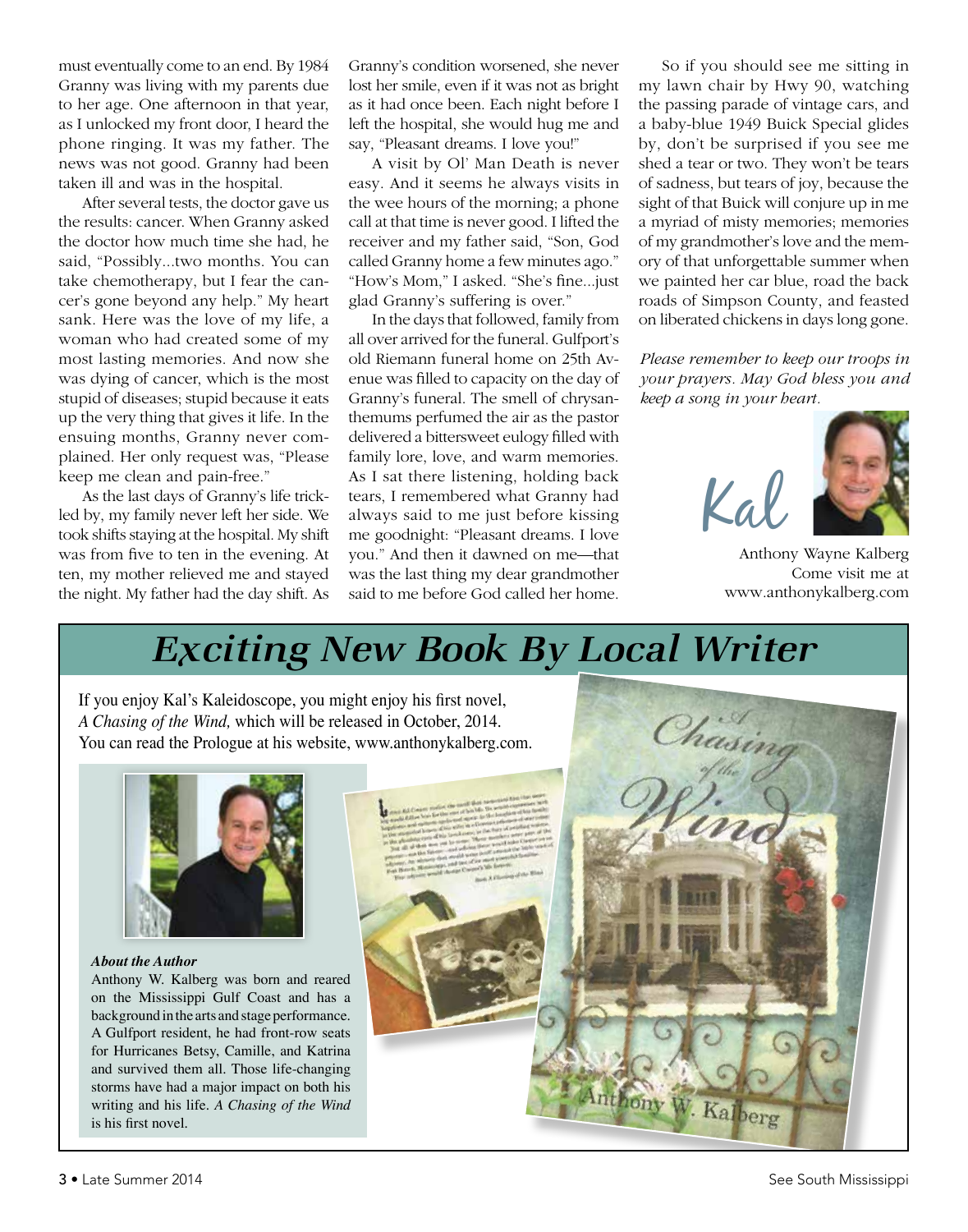must eventually come to an end. By 1984 Granny was living with my parents due to her age. One afternoon in that year, as I unlocked my front door, I heard the phone ringing. It was my father. The news was not good. Granny had been taken ill and was in the hospital.

After several tests, the doctor gave us the results: cancer. When Granny asked the doctor how much time she had, he said, "Possibly...two months. You can take chemotherapy, but I fear the cancer's gone beyond any help." My heart sank. Here was the love of my life, a woman who had created some of my most lasting memories. And now she was dying of cancer, which is the most stupid of diseases; stupid because it eats up the very thing that gives it life. In the ensuing months, Granny never complained. Her only request was, "Please keep me clean and pain-free."

As the last days of Granny's life trickled by, my family never left her side. We took shifts staying at the hospital. My shift was from five to ten in the evening. At ten, my mother relieved me and stayed the night. My father had the day shift. As Granny's condition worsened, she never lost her smile, even if it was not as bright as it had once been. Each night before I left the hospital, she would hug me and say, "Pleasant dreams. I love you!"

A visit by Ol' Man Death is never easy. And it seems he always visits in the wee hours of the morning; a phone call at that time is never good. I lifted the receiver and my father said, "Son, God called Granny home a few minutes ago." "How's Mom," I asked. "She's fine...just glad Granny's suffering is over."

In the days that followed, family from all over arrived for the funeral. Gulfport's old Riemann funeral home on 25th Avenue was filled to capacity on the day of Granny's funeral. The smell of chrysanthemums perfumed the air as the pastor delivered a bittersweet eulogy filled with family lore, love, and warm memories. As I sat there listening, holding back tears, I remembered what Granny had always said to me just before kissing me goodnight: "Pleasant dreams. I love you." And then it dawned on me—that was the last thing my dear grandmother said to me before God called her home.

So if you should see me sitting in my lawn chair by Hwy 90, watching the passing parade of vintage cars, and a baby-blue 1949 Buick Special glides by, don't be surprised if you see me shed a tear or two. They won't be tears of sadness, but tears of joy, because the sight of that Buick will conjure up in me a myriad of misty memories; memories of my grandmother's love and the memory of that unforgettable summer when we painted her car blue, road the back roads of Simpson County, and feasted on liberated chickens in days long gone.

*Please remember to keep our troops in your prayers. May God bless you and keep a song in your heart.*

Kal

Anthony Wayne Kalberg
Come visit me at
www.anthonykalberg.com

# *Exciting New Book By Local Writer*

If you enjoy Kal's Kaleidoscope, you might enjoy his first novel, *A Chasing of the Wind,* which will be released in October, 2014. You can read the Prologue at his website, www.anthonykalberg.com.

***About the Author***

Anthony W. Kalberg was born and reared on the Mississippi Gulf Coast and has a background in the arts and stage performance. A Gulfport resident, he had front-row seats for Hurricanes Betsy, Camille, and Katrina and survived them all. Those life-changing storms have had a major impact on both his writing and his life. *A Chasing of the Wind* is his first novel.

A Chasing of the Wind

Anthony W. Kalberg